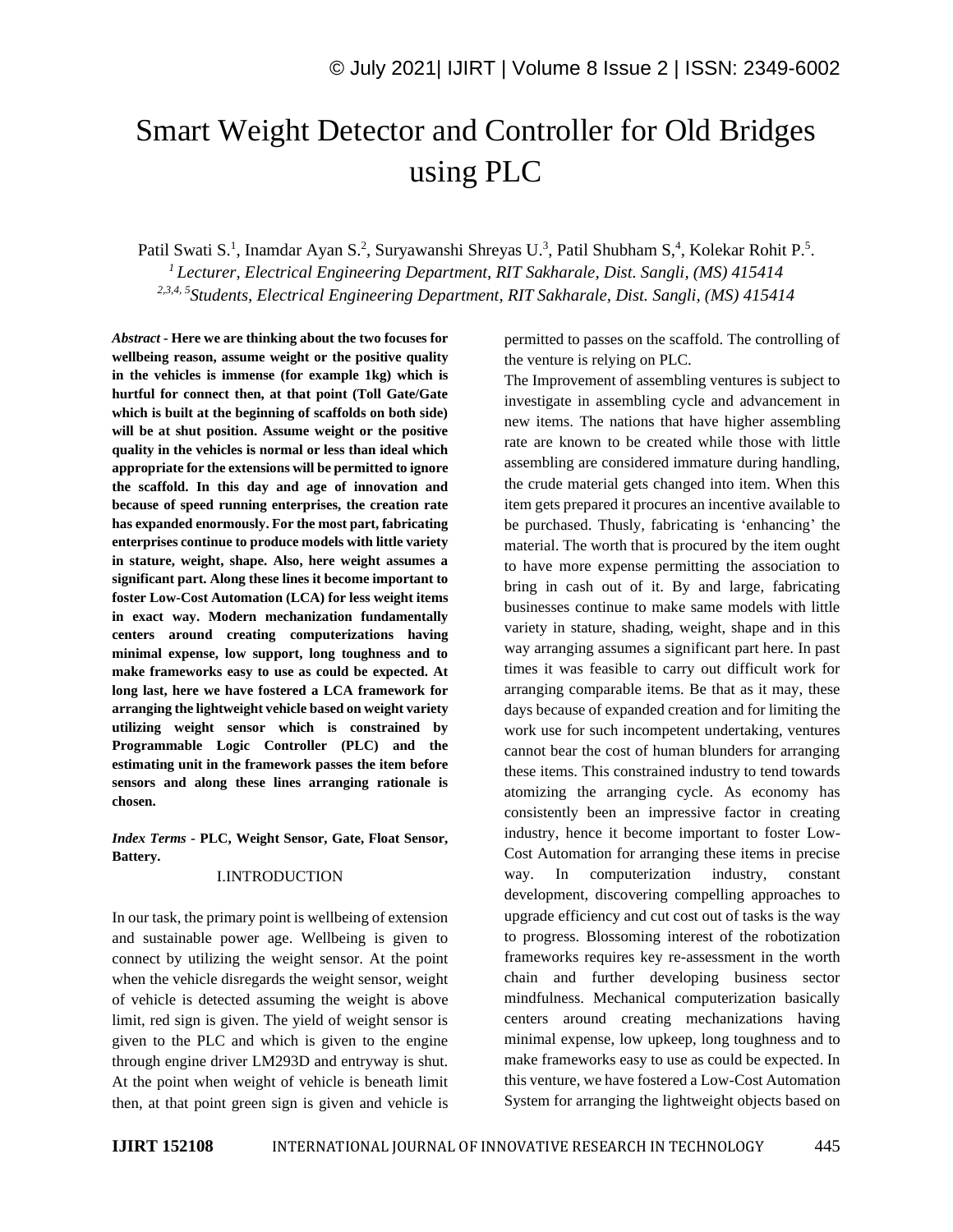# Smart Weight Detector and Controller for Old Bridges using PLC

Patil Swati S.[1], Inamdar Ayan S.[2], Suryawanshi Shreyas U.[3], Patil Shubham S,[4], Kolekar Rohit P.[5].

[1] *Lecturer, Electrical Engineering Department, RIT Sakharale, Dist. Sangli, (MS) 415414*

[2,3,4, 5] *Students, Electrical Engineering Department, RIT Sakharale, Dist. Sangli, (MS) 415414*

***Abstract* - Here we are thinking about the two focuses for wellbeing reason, assume weight or the positive quality in the vehicles is immense (for example 1kg) which is hurtful for connect then, at that point (Toll Gate/Gate which is built at the beginning of scaffolds on both side) will be at shut position. Assume weight or the positive quality in the vehicles is normal or less than ideal which appropriate for the extensions will be permitted to ignore the scaffold. In this day and age of innovation and because of speed running enterprises, the creation rate has expanded enormously. For the most part, fabricating enterprises continue to produce models with little variety in stature, weight, shape. Also, here weight assumes a significant part. Along these lines it become important to foster Low-Cost Automation (LCA) for less weight items in exact way. Modern mechanization fundamentally centers around creating computerizations having minimal expense, low support, long toughness and to make frameworks easy to use as could be expected. At long last, here we have fostered a LCA framework for arranging the lightweight vehicle based on weight variety utilizing weight sensor which is constrained by Programmable Logic Controller (PLC) and the estimating unit in the framework passes the item before sensors and along these lines arranging rationale is chosen.**

***Index Terms* - PLC, Weight Sensor, Gate, Float Sensor, Battery.**

## I.INTRODUCTION

In our task, the primary point is wellbeing of extension and sustainable power age. Wellbeing is given to connect by utilizing the weight sensor. At the point when the vehicle disregards the weight sensor, weight of vehicle is detected assuming the weight is above limit, red sign is given. The yield of weight sensor is given to the PLC and which is given to the engine through engine driver LM293D and entryway is shut. At the point when weight of vehicle is beneath limit then, at that point green sign is given and vehicle is permitted to passes on the scaffold. The controlling of the venture is relying on PLC.

The Improvement of assembling ventures is subject to investigate in assembling cycle and advancement in new items. The nations that have higher assembling rate are known to be created while those with little assembling are considered immature during handling, the crude material gets changed into item. When this item gets prepared it procures an incentive available to be purchased. Thusly, fabricating is 'enhancing' the material. The worth that is procured by the item ought to have more expense permitting the association to bring in cash out of it. By and large, fabricating businesses continue to make same models with little variety in stature, shading, weight, shape and in this way arranging assumes a significant part here. In past times it was feasible to carry out difficult work for arranging comparable items. Be that as it may, these days because of expanded creation and for limiting the work use for such incompetent undertaking, ventures cannot bear the cost of human blunders for arranging these items. This constrained industry to tend towards atomizing the arranging cycle. As economy has consistently been an impressive factor in creating industry, hence it become important to foster Low-Cost Automation for arranging these items in precise way. In computerization industry, constant development, discovering compelling approaches to upgrade efficiency and cut cost out of tasks is the way to progress. Blossoming interest of the robotization frameworks requires key re-assessment in the worth chain and further developing business sector mindfulness. Mechanical computerization basically centers around creating mechanizations having minimal expense, low upkeep, long toughness and to make frameworks easy to use as could be expected. In this venture, we have fostered a Low-Cost Automation System for arranging the lightweight objects based on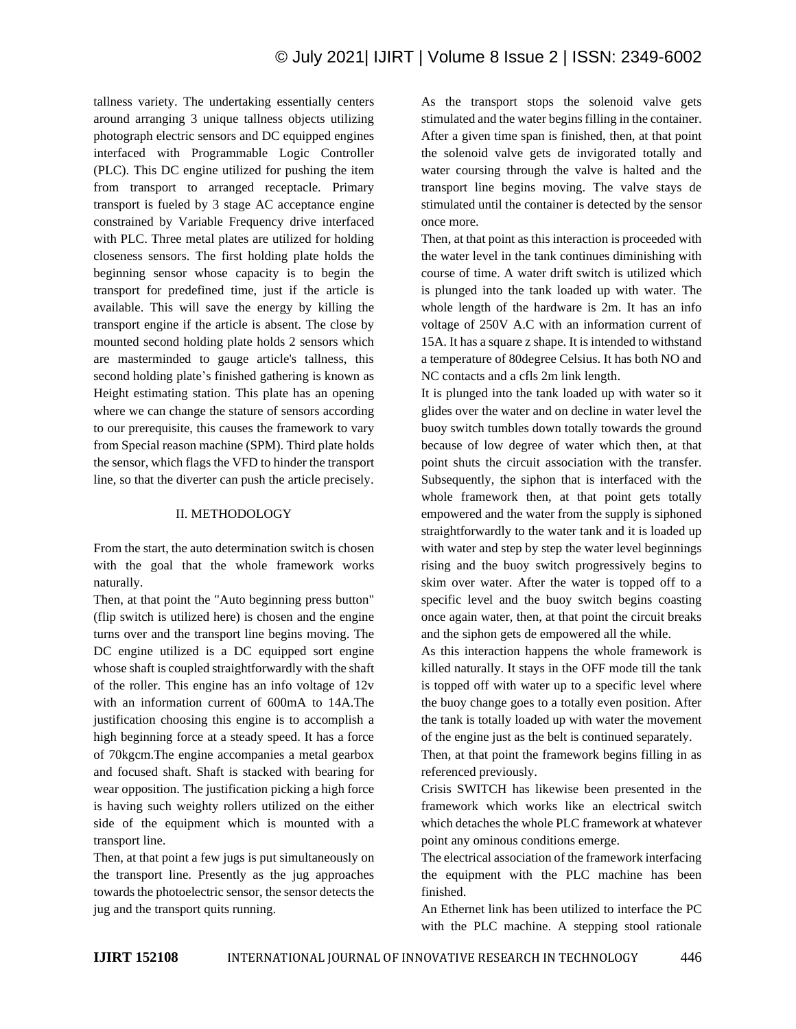tallness variety. The undertaking essentially centers around arranging 3 unique tallness objects utilizing photograph electric sensors and DC equipped engines interfaced with Programmable Logic Controller (PLC). This DC engine utilized for pushing the item from transport to arranged receptacle. Primary transport is fueled by 3 stage AC acceptance engine constrained by Variable Frequency drive interfaced with PLC. Three metal plates are utilized for holding closeness sensors. The first holding plate holds the beginning sensor whose capacity is to begin the transport for predefined time, just if the article is available. This will save the energy by killing the transport engine if the article is absent. The close by mounted second holding plate holds 2 sensors which are masterminded to gauge article's tallness, this second holding plate's finished gathering is known as Height estimating station. This plate has an opening where we can change the stature of sensors according to our prerequisite, this causes the framework to vary from Special reason machine (SPM). Third plate holds the sensor, which flags the VFD to hinder the transport line, so that the diverter can push the article precisely.

## II. METHODOLOGY

From the start, the auto determination switch is chosen with the goal that the whole framework works naturally.

Then, at that point the "Auto beginning press button" (flip switch is utilized here) is chosen and the engine turns over and the transport line begins moving. The DC engine utilized is a DC equipped sort engine whose shaft is coupled straightforwardly with the shaft of the roller. This engine has an info voltage of 12v with an information current of 600mA to 14A.The justification choosing this engine is to accomplish a high beginning force at a steady speed. It has a force of 70kgcm.The engine accompanies a metal gearbox and focused shaft. Shaft is stacked with bearing for wear opposition. The justification picking a high force is having such weighty rollers utilized on the either side of the equipment which is mounted with a transport line.

Then, at that point a few jugs is put simultaneously on the transport line. Presently as the jug approaches towards the photoelectric sensor, the sensor detects the jug and the transport quits running.

As the transport stops the solenoid valve gets stimulated and the water begins filling in the container. After a given time span is finished, then, at that point the solenoid valve gets de invigorated totally and water coursing through the valve is halted and the transport line begins moving. The valve stays de stimulated until the container is detected by the sensor once more.

Then, at that point as this interaction is proceeded with the water level in the tank continues diminishing with course of time. A water drift switch is utilized which is plunged into the tank loaded up with water. The whole length of the hardware is 2m. It has an info voltage of 250V A.C with an information current of 15A. It has a square z shape. It is intended to withstand a temperature of 80degree Celsius. It has both NO and NC contacts and a cfls 2m link length.

It is plunged into the tank loaded up with water so it glides over the water and on decline in water level the buoy switch tumbles down totally towards the ground because of low degree of water which then, at that point shuts the circuit association with the transfer. Subsequently, the siphon that is interfaced with the whole framework then, at that point gets totally empowered and the water from the supply is siphoned straightforwardly to the water tank and it is loaded up with water and step by step the water level beginnings rising and the buoy switch progressively begins to skim over water. After the water is topped off to a specific level and the buoy switch begins coasting once again water, then, at that point the circuit breaks and the siphon gets de empowered all the while.

As this interaction happens the whole framework is killed naturally. It stays in the OFF mode till the tank is topped off with water up to a specific level where the buoy change goes to a totally even position. After the tank is totally loaded up with water the movement of the engine just as the belt is continued separately.

Then, at that point the framework begins filling in as referenced previously.

Crisis SWITCH has likewise been presented in the framework which works like an electrical switch which detaches the whole PLC framework at whatever point any ominous conditions emerge.

The electrical association of the framework interfacing the equipment with the PLC machine has been finished.

An Ethernet link has been utilized to interface the PC with the PLC machine. A stepping stool rationale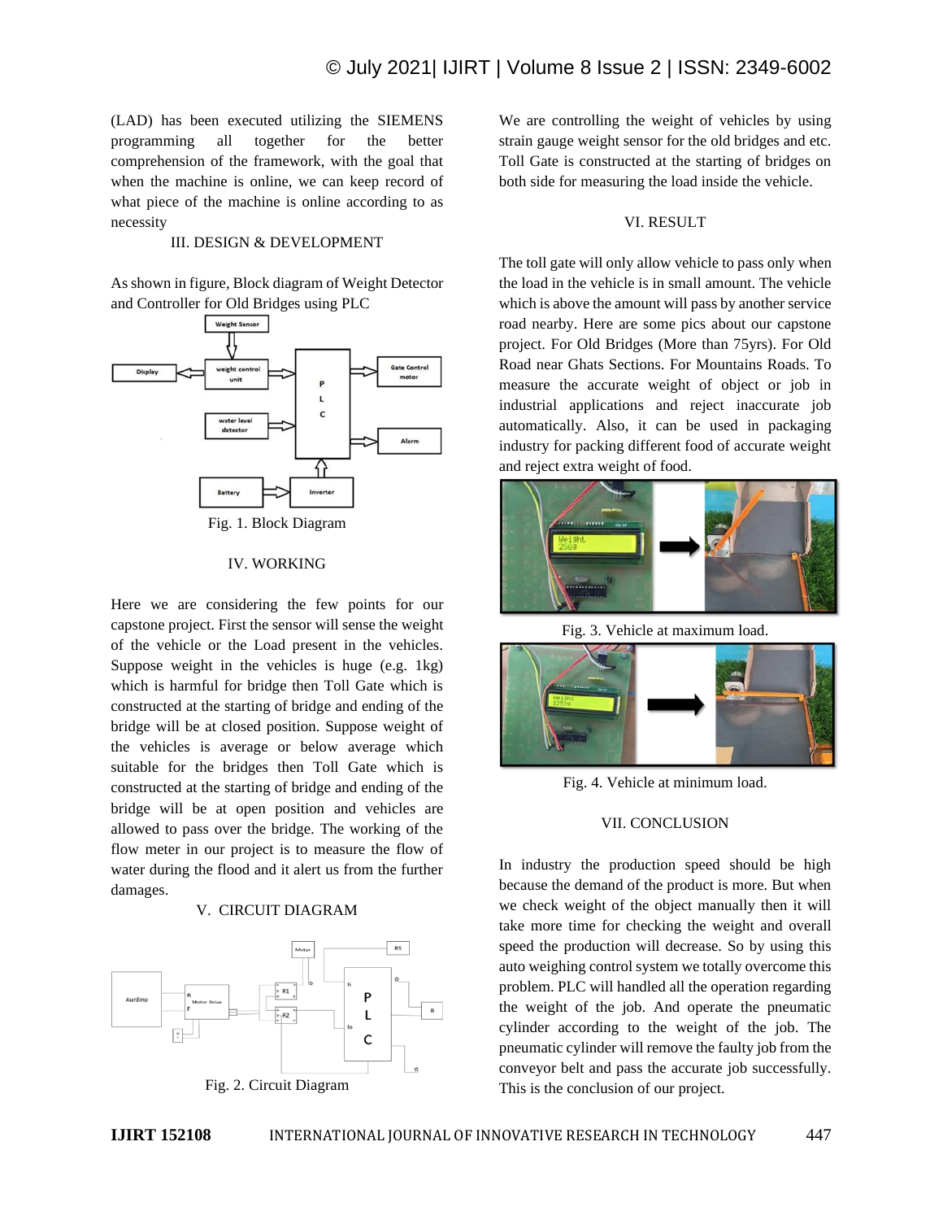(LAD) has been executed utilizing the SIEMENS programming all together for the better comprehension of the framework, with the goal that when the machine is online, we can keep record of what piece of the machine is online according to as necessity

## III. DESIGN & DEVELOPMENT

As shown in figure, Block diagram of Weight Detector and Controller for Old Bridges using PLC

Fig. 1. Block Diagram

## IV. WORKING

Here we are considering the few points for our capstone project. First the sensor will sense the weight of the vehicle or the Load present in the vehicles. Suppose weight in the vehicles is huge (e.g. 1kg) which is harmful for bridge then Toll Gate which is constructed at the starting of bridge and ending of the bridge will be at closed position. Suppose weight of the vehicles is average or below average which suitable for the bridges then Toll Gate which is constructed at the starting of bridge and ending of the bridge will be at open position and vehicles are allowed to pass over the bridge. The working of the flow meter in our project is to measure the flow of water during the flood and it alert us from the further damages.

## V. CIRCUIT DIAGRAM

Fig. 2. Circuit Diagram

We are controlling the weight of vehicles by using strain gauge weight sensor for the old bridges and etc. Toll Gate is constructed at the starting of bridges on both side for measuring the load inside the vehicle.

## VI. RESULT

The toll gate will only allow vehicle to pass only when the load in the vehicle is in small amount. The vehicle which is above the amount will pass by another service road nearby. Here are some pics about our capstone project. For Old Bridges (More than 75yrs). For Old Road near Ghats Sections. For Mountains Roads. To measure the accurate weight of object or job in industrial applications and reject inaccurate job automatically. Also, it can be used in packaging industry for packing different food of accurate weight and reject extra weight of food.

Fig. 3. Vehicle at maximum load.

Fig. 4. Vehicle at minimum load.

## VII. CONCLUSION

In industry the production speed should be high because the demand of the product is more. But when we check weight of the object manually then it will take more time for checking the weight and overall speed the production will decrease. So by using this auto weighing control system we totally overcome this problem. PLC will handled all the operation regarding the weight of the job. And operate the pneumatic cylinder according to the weight of the job. The pneumatic cylinder will remove the faulty job from the conveyor belt and pass the accurate job successfully. This is the conclusion of our project.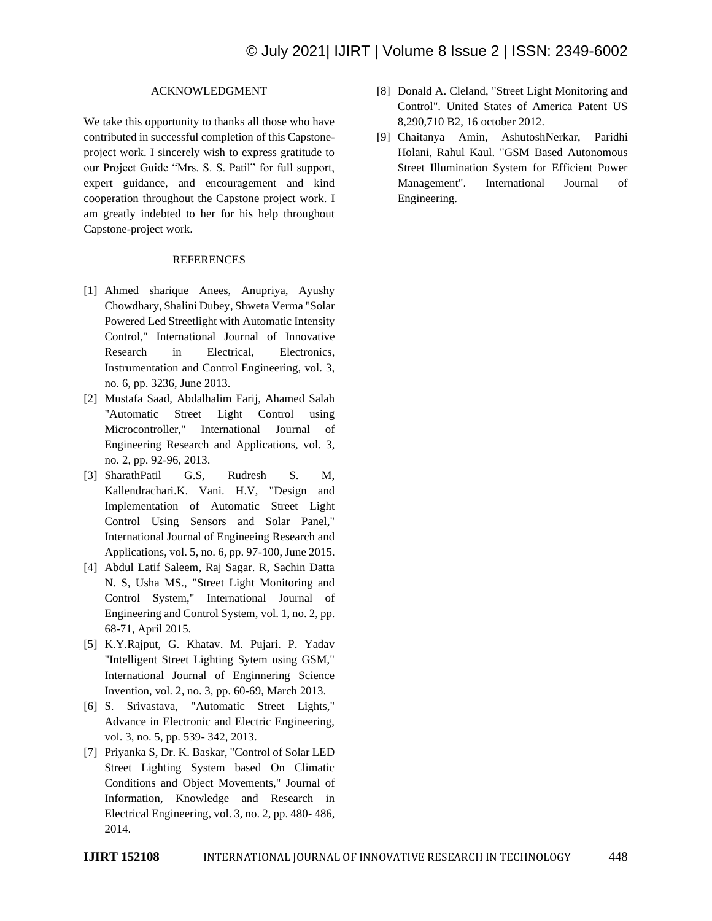## ACKNOWLEDGMENT

We take this opportunity to thanks all those who have contributed in successful completion of this Capstone-project work. I sincerely wish to express gratitude to our Project Guide "Mrs. S. S. Patil" for full support, expert guidance, and encouragement and kind cooperation throughout the Capstone project work. I am greatly indebted to her for his help throughout Capstone-project work.

## REFERENCES

[1] Ahmed sharique Anees, Anupriya, Ayushy Chowdhary, Shalini Dubey, Shweta Verma "Solar Powered Led Streetlight with Automatic Intensity Control," International Journal of Innovative Research in Electrical, Electronics, Instrumentation and Control Engineering, vol. 3, no. 6, pp. 3236, June 2013.

[2] Mustafa Saad, Abdalhalim Farij, Ahamed Salah "Automatic Street Light Control using Microcontroller," International Journal of Engineering Research and Applications, vol. 3, no. 2, pp. 92-96, 2013.

[3] SharathPatil G.S, Rudresh S. M, Kallendrachari.K. Vani. H.V, "Design and Implementation of Automatic Street Light Control Using Sensors and Solar Panel," International Journal of Engineeing Research and Applications, vol. 5, no. 6, pp. 97-100, June 2015.

[4] Abdul Latif Saleem, Raj Sagar. R, Sachin Datta N. S, Usha MS., "Street Light Monitoring and Control System," International Journal of Engineering and Control System, vol. 1, no. 2, pp. 68-71, April 2015.

[5] K.Y.Rajput, G. Khatav. M. Pujari. P. Yadav "Intelligent Street Lighting Sytem using GSM," International Journal of Enginnering Science Invention, vol. 2, no. 3, pp. 60-69, March 2013.

[6] S. Srivastava, "Automatic Street Lights," Advance in Electronic and Electric Engineering, vol. 3, no. 5, pp. 539- 342, 2013.

[7] Priyanka S, Dr. K. Baskar, "Control of Solar LED Street Lighting System based On Climatic Conditions and Object Movements," Journal of Information, Knowledge and Research in Electrical Engineering, vol. 3, no. 2, pp. 480- 486, 2014.

[8] Donald A. Cleland, "Street Light Monitoring and Control". United States of America Patent US 8,290,710 B2, 16 october 2012.

[9] Chaitanya Amin, AshutoshNerkar, Paridhi Holani, Rahul Kaul. "GSM Based Autonomous Street Illumination System for Efficient Power Management". International Journal of Engineering.